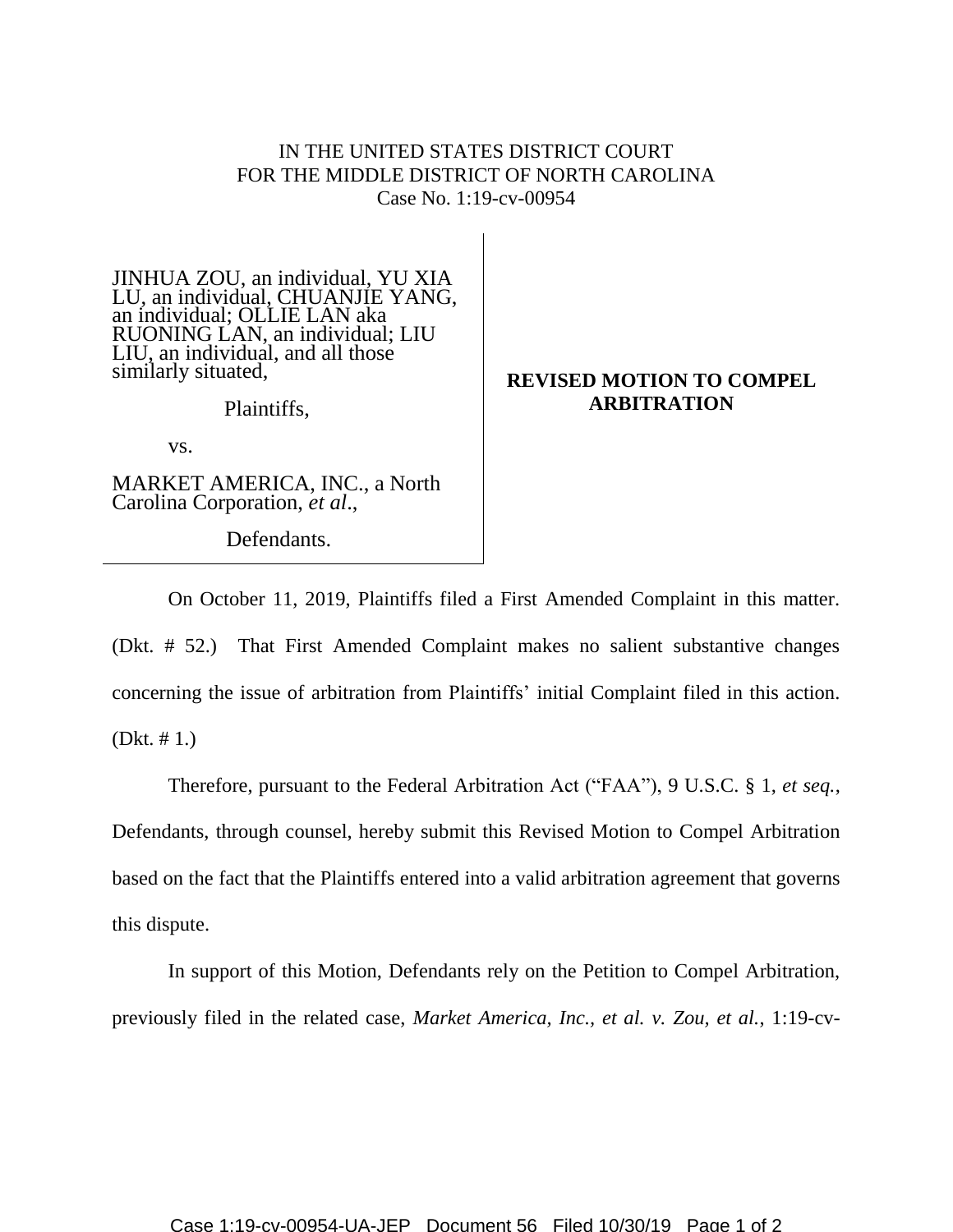IN THE UNITED STATES DISTRICT COURT
FOR THE MIDDLE DISTRICT OF NORTH CAROLINA
Case No. 1:19-cv-00954

JINHUA ZOU, an individual, YU XIA LU, an individual, CHUANJIE YANG, an individual; OLLIE LAN aka RUONING LAN, an individual; LIU LIU, an individual, and all those similarly situated,

Plaintiffs,

vs.

MARKET AMERICA, INC., a North Carolina Corporation, *et al*.,

Defendants.

**REVISED MOTION TO COMPEL ARBITRATION**

On October 11, 2019, Plaintiffs filed a First Amended Complaint in this matter. (Dkt. # 52.) That First Amended Complaint makes no salient substantive changes concerning the issue of arbitration from Plaintiffs' initial Complaint filed in this action. (Dkt. # 1.)

Therefore, pursuant to the Federal Arbitration Act ("FAA"), 9 U.S.C. § 1, *et seq.*, Defendants, through counsel, hereby submit this Revised Motion to Compel Arbitration based on the fact that the Plaintiffs entered into a valid arbitration agreement that governs this dispute.

In support of this Motion, Defendants rely on the Petition to Compel Arbitration, previously filed in the related case, *Market America, Inc., et al. v. Zou, et al.*, 1:19-cv-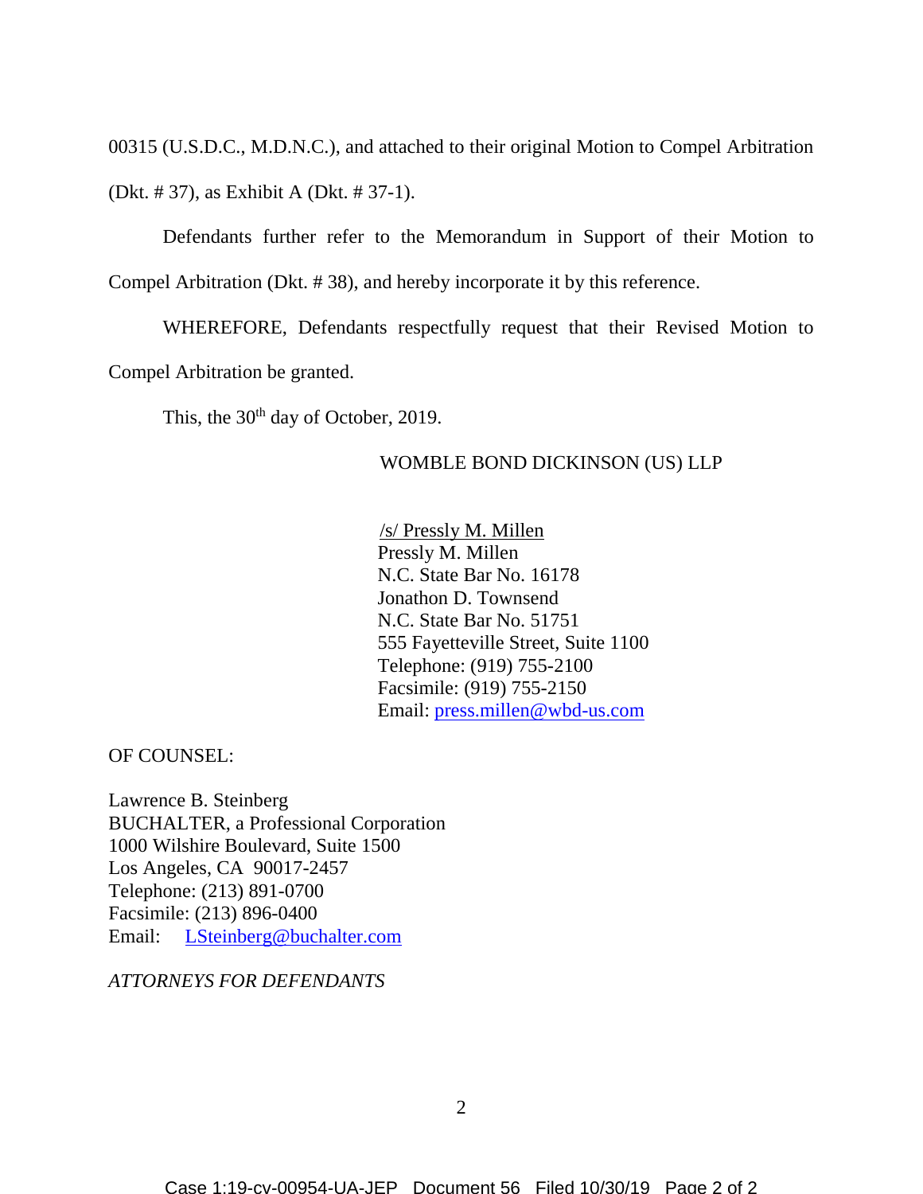00315 (U.S.D.C., M.D.N.C.), and attached to their original Motion to Compel Arbitration (Dkt. # 37), as Exhibit A (Dkt. # 37-1).

Defendants further refer to the Memorandum in Support of their Motion to Compel Arbitration (Dkt. # 38), and hereby incorporate it by this reference.

WHEREFORE, Defendants respectfully request that their Revised Motion to Compel Arbitration be granted.

This, the 30th day of October, 2019.

WOMBLE BOND DICKINSON (US) LLP

/s/ Pressly M. Millen
Pressly M. Millen
N.C. State Bar No. 16178
Jonathon D. Townsend
N.C. State Bar No. 51751
555 Fayetteville Street, Suite 1100
Telephone: (919) 755-2100
Facsimile: (919) 755-2150
Email: press.millen@wbd-us.com

OF COUNSEL:

Lawrence B. Steinberg
BUCHALTER, a Professional Corporation
1000 Wilshire Boulevard, Suite 1500
Los Angeles, CA 90017-2457
Telephone: (213) 891-0700
Facsimile: (213) 896-0400
Email: LSteinberg@buchalter.com

*ATTORNEYS FOR DEFENDANTS*